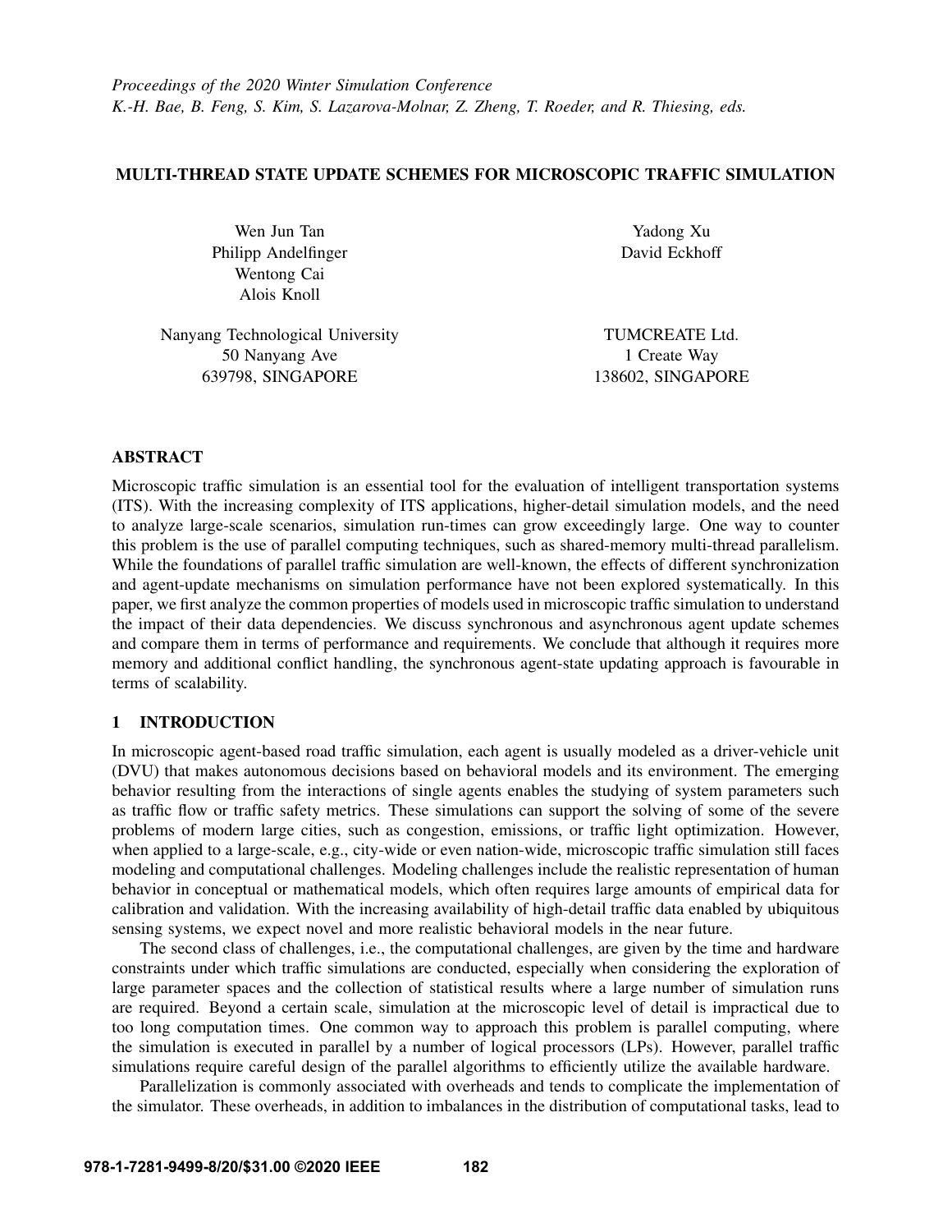*Proceedings of the 2020 Winter Simulation Conference*
*K.-H. Bae, B. Feng, S. Kim, S. Lazarova-Molnar, Z. Zheng, T. Roeder, and R. Thiesing, eds.*

# MULTI-THREAD STATE UPDATE SCHEMES FOR MICROSCOPIC TRAFFIC SIMULATION

Wen Jun Tan
Philipp Andelfinger
Wentong Cai
Alois Knoll

Nanyang Technological University
50 Nanyang Ave
639798, SINGAPORE

Yadong Xu
David Eckhoff

TUMCREATE Ltd.
1 Create Way
138602, SINGAPORE

## ABSTRACT

Microscopic traffic simulation is an essential tool for the evaluation of intelligent transportation systems (ITS). With the increasing complexity of ITS applications, higher-detail simulation models, and the need to analyze large-scale scenarios, simulation run-times can grow exceedingly large. One way to counter this problem is the use of parallel computing techniques, such as shared-memory multi-thread parallelism. While the foundations of parallel traffic simulation are well-known, the effects of different synchronization and agent-update mechanisms on simulation performance have not been explored systematically. In this paper, we first analyze the common properties of models used in microscopic traffic simulation to understand the impact of their data dependencies. We discuss synchronous and asynchronous agent update schemes and compare them in terms of performance and requirements. We conclude that although it requires more memory and additional conflict handling, the synchronous agent-state updating approach is favourable in terms of scalability.

## 1 INTRODUCTION

In microscopic agent-based road traffic simulation, each agent is usually modeled as a driver-vehicle unit (DVU) that makes autonomous decisions based on behavioral models and its environment. The emerging behavior resulting from the interactions of single agents enables the studying of system parameters such as traffic flow or traffic safety metrics. These simulations can support the solving of some of the severe problems of modern large cities, such as congestion, emissions, or traffic light optimization. However, when applied to a large-scale, e.g., city-wide or even nation-wide, microscopic traffic simulation still faces modeling and computational challenges. Modeling challenges include the realistic representation of human behavior in conceptual or mathematical models, which often requires large amounts of empirical data for calibration and validation. With the increasing availability of high-detail traffic data enabled by ubiquitous sensing systems, we expect novel and more realistic behavioral models in the near future.

The second class of challenges, i.e., the computational challenges, are given by the time and hardware constraints under which traffic simulations are conducted, especially when considering the exploration of large parameter spaces and the collection of statistical results where a large number of simulation runs are required. Beyond a certain scale, simulation at the microscopic level of detail is impractical due to too long computation times. One common way to approach this problem is parallel computing, where the simulation is executed in parallel by a number of logical processors (LPs). However, parallel traffic simulations require careful design of the parallel algorithms to efficiently utilize the available hardware.

Parallelization is commonly associated with overheads and tends to complicate the implementation of the simulator. These overheads, in addition to imbalances in the distribution of computational tasks, lead to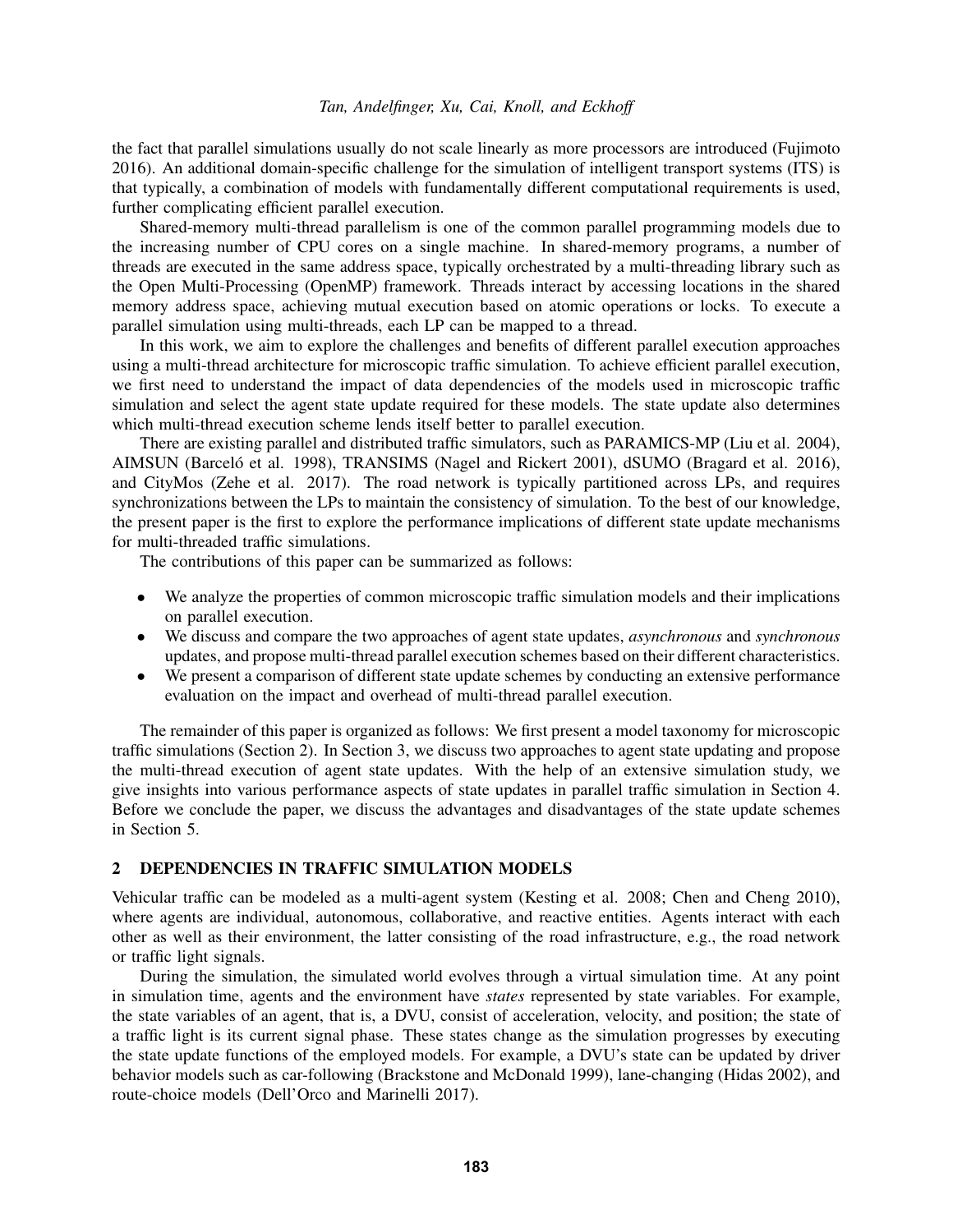the fact that parallel simulations usually do not scale linearly as more processors are introduced (Fujimoto 2016). An additional domain-specific challenge for the simulation of intelligent transport systems (ITS) is that typically, a combination of models with fundamentally different computational requirements is used, further complicating efficient parallel execution.

Shared-memory multi-thread parallelism is one of the common parallel programming models due to the increasing number of CPU cores on a single machine. In shared-memory programs, a number of threads are executed in the same address space, typically orchestrated by a multi-threading library such as the Open Multi-Processing (OpenMP) framework. Threads interact by accessing locations in the shared memory address space, achieving mutual execution based on atomic operations or locks. To execute a parallel simulation using multi-threads, each LP can be mapped to a thread.

In this work, we aim to explore the challenges and benefits of different parallel execution approaches using a multi-thread architecture for microscopic traffic simulation. To achieve efficient parallel execution, we first need to understand the impact of data dependencies of the models used in microscopic traffic simulation and select the agent state update required for these models. The state update also determines which multi-thread execution scheme lends itself better to parallel execution.

There are existing parallel and distributed traffic simulators, such as PARAMICS-MP (Liu et al. 2004), AIMSUN (Barceló et al. 1998), TRANSIMS (Nagel and Rickert 2001), dSUMO (Bragard et al. 2016), and CityMos (Zehe et al. 2017). The road network is typically partitioned across LPs, and requires synchronizations between the LPs to maintain the consistency of simulation. To the best of our knowledge, the present paper is the first to explore the performance implications of different state update mechanisms for multi-threaded traffic simulations.

The contributions of this paper can be summarized as follows:

- We analyze the properties of common microscopic traffic simulation models and their implications on parallel execution.
- We discuss and compare the two approaches of agent state updates, *asynchronous* and *synchronous* updates, and propose multi-thread parallel execution schemes based on their different characteristics.
- We present a comparison of different state update schemes by conducting an extensive performance evaluation on the impact and overhead of multi-thread parallel execution.

The remainder of this paper is organized as follows: We first present a model taxonomy for microscopic traffic simulations (Section 2). In Section 3, we discuss two approaches to agent state updating and propose the multi-thread execution of agent state updates. With the help of an extensive simulation study, we give insights into various performance aspects of state updates in parallel traffic simulation in Section 4. Before we conclude the paper, we discuss the advantages and disadvantages of the state update schemes in Section 5.

## 2 DEPENDENCIES IN TRAFFIC SIMULATION MODELS

Vehicular traffic can be modeled as a multi-agent system (Kesting et al. 2008; Chen and Cheng 2010), where agents are individual, autonomous, collaborative, and reactive entities. Agents interact with each other as well as their environment, the latter consisting of the road infrastructure, e.g., the road network or traffic light signals.

During the simulation, the simulated world evolves through a virtual simulation time. At any point in simulation time, agents and the environment have *states* represented by state variables. For example, the state variables of an agent, that is, a DVU, consist of acceleration, velocity, and position; the state of a traffic light is its current signal phase. These states change as the simulation progresses by executing the state update functions of the employed models. For example, a DVU's state can be updated by driver behavior models such as car-following (Brackstone and McDonald 1999), lane-changing (Hidas 2002), and route-choice models (Dell'Orco and Marinelli 2017).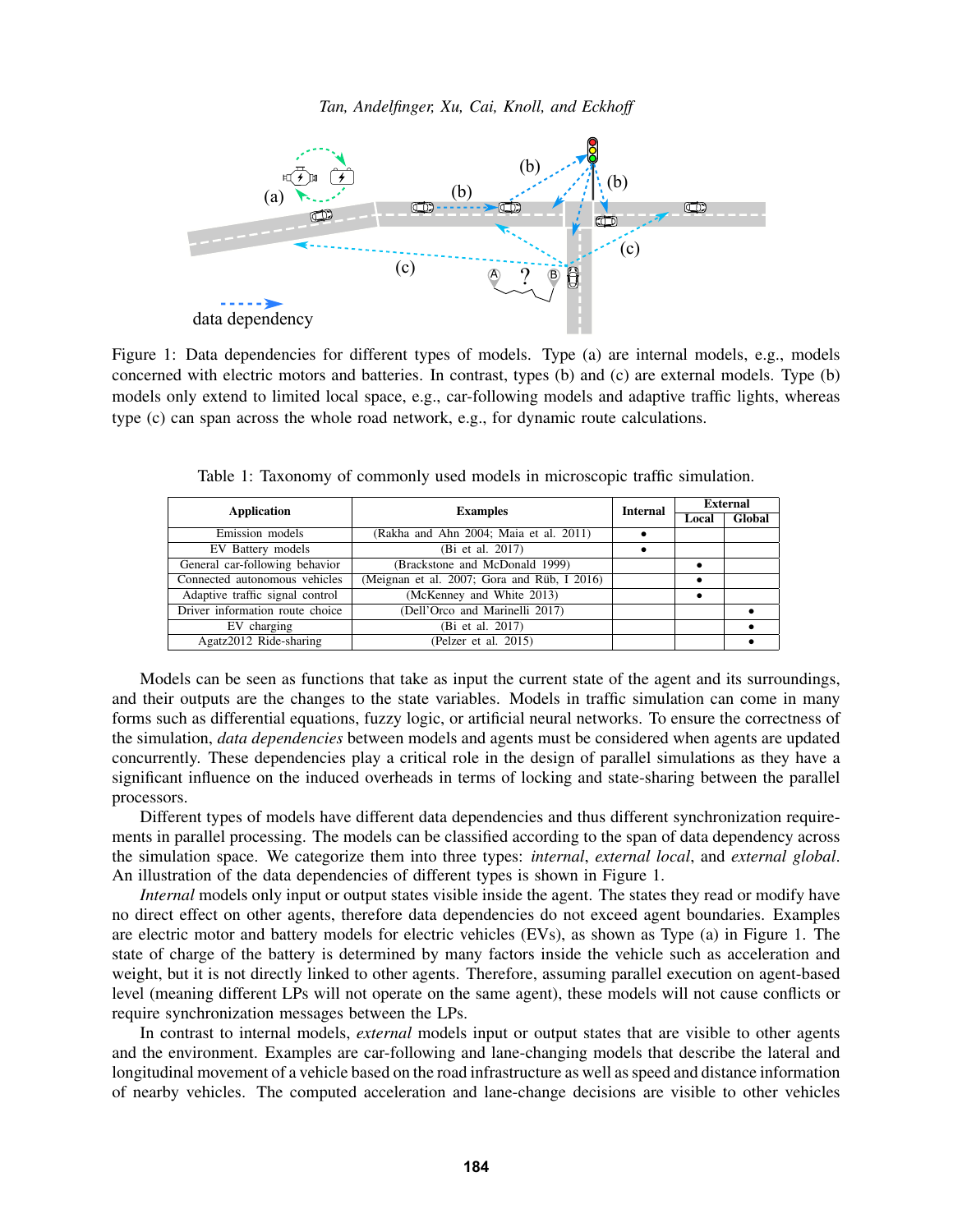Figure 1: Data dependencies for different types of models. Type (a) are internal models, e.g., models concerned with electric motors and batteries. In contrast, types (b) and (c) are external models. Type (b) models only extend to limited local space, e.g., car-following models and adaptive traffic lights, whereas type (c) can span across the whole road network, e.g., for dynamic route calculations.

Table 1: Taxonomy of commonly used models in microscopic traffic simulation.

| Application | Examples | Internal | External | |
|---|---|---|---|---|
| | | | Local | Global |
| Emission models | (Rakha and Ahn 2004; Maia et al. 2011) | • | | |
| EV Battery models | (Bi et al. 2017) | • | | |
| General car-following behavior | (Brackstone and McDonald 1999) | | • | |
| Connected autonomous vehicles | (Meignan et al. 2007; Gora and Rüb, I 2016) | | • | |
| Adaptive traffic signal control | (McKenney and White 2013) | | • | |
| Driver information route choice | (Dell'Orco and Marinelli 2017) | | | • |
| EV charging | (Bi et al. 2017) | | | • |
| Agatz2012 Ride-sharing | (Pelzer et al. 2015) | | | • |

Models can be seen as functions that take as input the current state of the agent and its surroundings, and their outputs are the changes to the state variables. Models in traffic simulation can come in many forms such as differential equations, fuzzy logic, or artificial neural networks. To ensure the correctness of the simulation, *data dependencies* between models and agents must be considered when agents are updated concurrently. These dependencies play a critical role in the design of parallel simulations as they have a significant influence on the induced overheads in terms of locking and state-sharing between the parallel processors.

Different types of models have different data dependencies and thus different synchronization requirements in parallel processing. The models can be classified according to the span of data dependency across the simulation space. We categorize them into three types: *internal*, *external local*, and *external global*. An illustration of the data dependencies of different types is shown in Figure 1.

*Internal* models only input or output states visible inside the agent. The states they read or modify have no direct effect on other agents, therefore data dependencies do not exceed agent boundaries. Examples are electric motor and battery models for electric vehicles (EVs), as shown as Type (a) in Figure 1. The state of charge of the battery is determined by many factors inside the vehicle such as acceleration and weight, but it is not directly linked to other agents. Therefore, assuming parallel execution on agent-based level (meaning different LPs will not operate on the same agent), these models will not cause conflicts or require synchronization messages between the LPs.

In contrast to internal models, *external* models input or output states that are visible to other agents and the environment. Examples are car-following and lane-changing models that describe the lateral and longitudinal movement of a vehicle based on the road infrastructure as well as speed and distance information of nearby vehicles. The computed acceleration and lane-change decisions are visible to other vehicles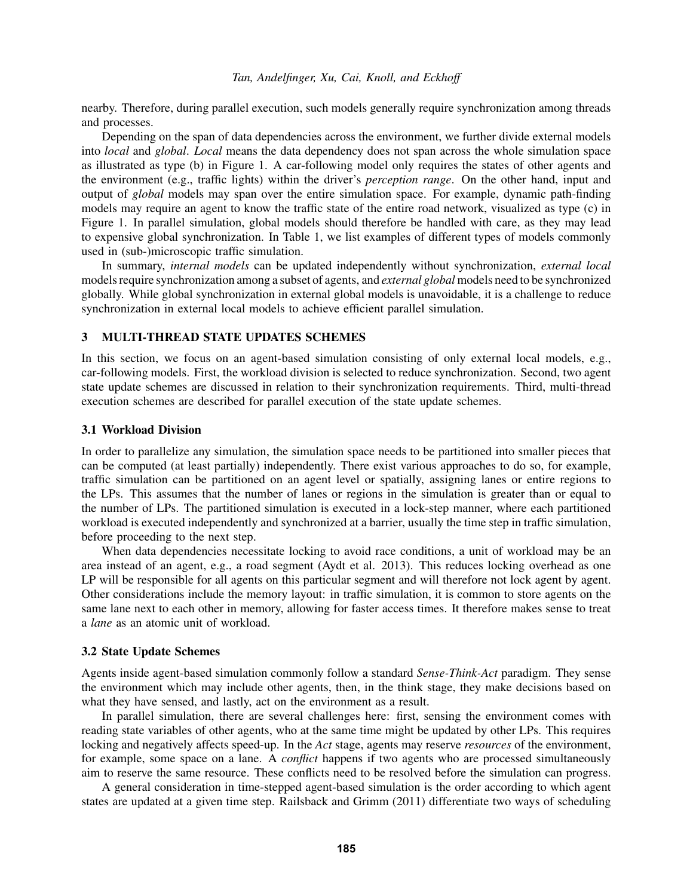nearby. Therefore, during parallel execution, such models generally require synchronization among threads and processes.

Depending on the span of data dependencies across the environment, we further divide external models into *local* and *global*. *Local* means the data dependency does not span across the whole simulation space as illustrated as type (b) in Figure 1. A car-following model only requires the states of other agents and the environment (e.g., traffic lights) within the driver's *perception range*. On the other hand, input and output of *global* models may span over the entire simulation space. For example, dynamic path-finding models may require an agent to know the traffic state of the entire road network, visualized as type (c) in Figure 1. In parallel simulation, global models should therefore be handled with care, as they may lead to expensive global synchronization. In Table 1, we list examples of different types of models commonly used in (sub-)microscopic traffic simulation.

In summary, *internal models* can be updated independently without synchronization, *external local* models require synchronization among a subset of agents, and *external global* models need to be synchronized globally. While global synchronization in external global models is unavoidable, it is a challenge to reduce synchronization in external local models to achieve efficient parallel simulation.

## 3 MULTI-THREAD STATE UPDATES SCHEMES

In this section, we focus on an agent-based simulation consisting of only external local models, e.g., car-following models. First, the workload division is selected to reduce synchronization. Second, two agent state update schemes are discussed in relation to their synchronization requirements. Third, multi-thread execution schemes are described for parallel execution of the state update schemes.

### 3.1 Workload Division

In order to parallelize any simulation, the simulation space needs to be partitioned into smaller pieces that can be computed (at least partially) independently. There exist various approaches to do so, for example, traffic simulation can be partitioned on an agent level or spatially, assigning lanes or entire regions to the LPs. This assumes that the number of lanes or regions in the simulation is greater than or equal to the number of LPs. The partitioned simulation is executed in a lock-step manner, where each partitioned workload is executed independently and synchronized at a barrier, usually the time step in traffic simulation, before proceeding to the next step.

When data dependencies necessitate locking to avoid race conditions, a unit of workload may be an area instead of an agent, e.g., a road segment (Aydt et al. 2013). This reduces locking overhead as one LP will be responsible for all agents on this particular segment and will therefore not lock agent by agent. Other considerations include the memory layout: in traffic simulation, it is common to store agents on the same lane next to each other in memory, allowing for faster access times. It therefore makes sense to treat a *lane* as an atomic unit of workload.

### 3.2 State Update Schemes

Agents inside agent-based simulation commonly follow a standard *Sense-Think-Act* paradigm. They sense the environment which may include other agents, then, in the think stage, they make decisions based on what they have sensed, and lastly, act on the environment as a result.

In parallel simulation, there are several challenges here: first, sensing the environment comes with reading state variables of other agents, who at the same time might be updated by other LPs. This requires locking and negatively affects speed-up. In the *Act* stage, agents may reserve *resources* of the environment, for example, some space on a lane. A *conflict* happens if two agents who are processed simultaneously aim to reserve the same resource. These conflicts need to be resolved before the simulation can progress.

A general consideration in time-stepped agent-based simulation is the order according to which agent states are updated at a given time step. Railsback and Grimm (2011) differentiate two ways of scheduling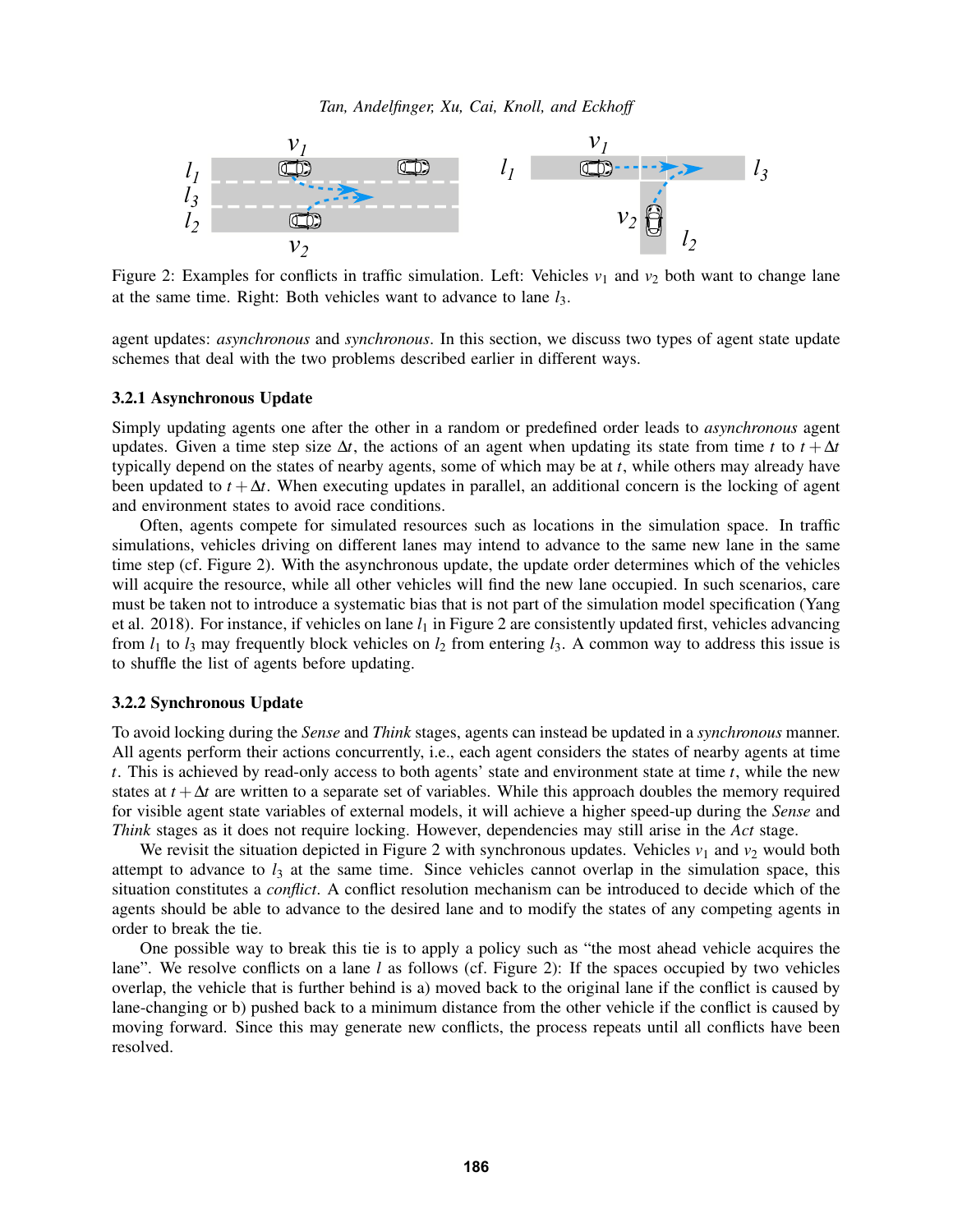Figure 2: Examples for conflicts in traffic simulation. Left: Vehicles $v_1$ and $v_2$ both want to change lane at the same time. Right: Both vehicles want to advance to lane $l_3$.

agent updates: *asynchronous* and *synchronous*. In this section, we discuss two types of agent state update schemes that deal with the two problems described earlier in different ways.

### 3.2.1 Asynchronous Update

Simply updating agents one after the other in a random or predefined order leads to *asynchronous* agent updates. Given a time step size $\Delta t$, the actions of an agent when updating its state from time $t$ to $t + \Delta t$ typically depend on the states of nearby agents, some of which may be at $t$, while others may already have been updated to $t + \Delta t$. When executing updates in parallel, an additional concern is the locking of agent and environment states to avoid race conditions.

Often, agents compete for simulated resources such as locations in the simulation space. In traffic simulations, vehicles driving on different lanes may intend to advance to the same new lane in the same time step (cf. Figure 2). With the asynchronous update, the update order determines which of the vehicles will acquire the resource, while all other vehicles will find the new lane occupied. In such scenarios, care must be taken not to introduce a systematic bias that is not part of the simulation model specification (Yang et al. 2018). For instance, if vehicles on lane $l_1$ in Figure 2 are consistently updated first, vehicles advancing from $l_1$ to $l_3$ may frequently block vehicles on $l_2$ from entering $l_3$. A common way to address this issue is to shuffle the list of agents before updating.

### 3.2.2 Synchronous Update

To avoid locking during the *Sense* and *Think* stages, agents can instead be updated in a *synchronous* manner. All agents perform their actions concurrently, i.e., each agent considers the states of nearby agents at time $t$. This is achieved by read-only access to both agents' state and environment state at time $t$, while the new states at $t + \Delta t$ are written to a separate set of variables. While this approach doubles the memory required for visible agent state variables of external models, it will achieve a higher speed-up during the *Sense* and *Think* stages as it does not require locking. However, dependencies may still arise in the *Act* stage.

We revisit the situation depicted in Figure 2 with synchronous updates. Vehicles $v_1$ and $v_2$ would both attempt to advance to $l_3$ at the same time. Since vehicles cannot overlap in the simulation space, this situation constitutes a *conflict*. A conflict resolution mechanism can be introduced to decide which of the agents should be able to advance to the desired lane and to modify the states of any competing agents in order to break the tie.

One possible way to break this tie is to apply a policy such as "the most ahead vehicle acquires the lane". We resolve conflicts on a lane $l$ as follows (cf. Figure 2): If the spaces occupied by two vehicles overlap, the vehicle that is further behind is a) moved back to the original lane if the conflict is caused by lane-changing or b) pushed back to a minimum distance from the other vehicle if the conflict is caused by moving forward. Since this may generate new conflicts, the process repeats until all conflicts have been resolved.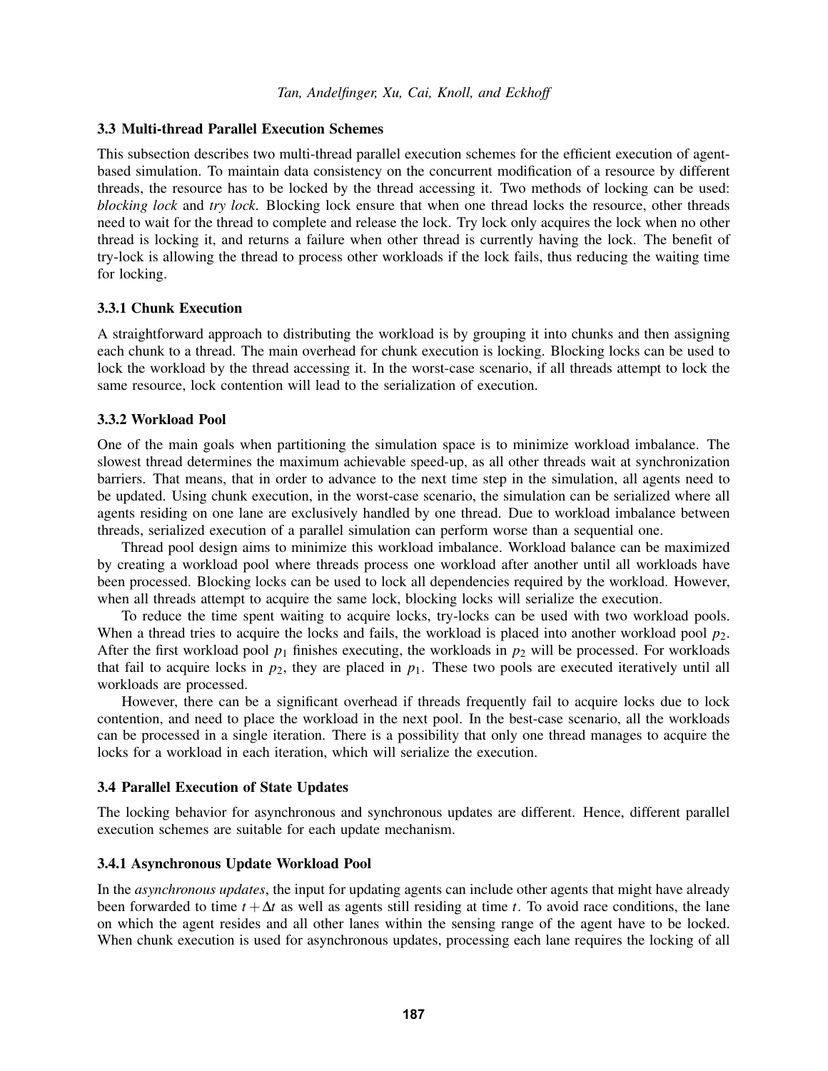### 3.3 Multi-thread Parallel Execution Schemes

This subsection describes two multi-thread parallel execution schemes for the efficient execution of agent-based simulation. To maintain data consistency on the concurrent modification of a resource by different threads, the resource has to be locked by the thread accessing it. Two methods of locking can be used: *blocking lock* and *try lock*. Blocking lock ensure that when one thread locks the resource, other threads need to wait for the thread to complete and release the lock. Try lock only acquires the lock when no other thread is locking it, and returns a failure when other thread is currently having the lock. The benefit of try-lock is allowing the thread to process other workloads if the lock fails, thus reducing the waiting time for locking.

#### 3.3.1 Chunk Execution

A straightforward approach to distributing the workload is by grouping it into chunks and then assigning each chunk to a thread. The main overhead for chunk execution is locking. Blocking locks can be used to lock the workload by the thread accessing it. In the worst-case scenario, if all threads attempt to lock the same resource, lock contention will lead to the serialization of execution.

#### 3.3.2 Workload Pool

One of the main goals when partitioning the simulation space is to minimize workload imbalance. The slowest thread determines the maximum achievable speed-up, as all other threads wait at synchronization barriers. That means, that in order to advance to the next time step in the simulation, all agents need to be updated. Using chunk execution, in the worst-case scenario, the simulation can be serialized where all agents residing on one lane are exclusively handled by one thread. Due to workload imbalance between threads, serialized execution of a parallel simulation can perform worse than a sequential one.

Thread pool design aims to minimize this workload imbalance. Workload balance can be maximized by creating a workload pool where threads process one workload after another until all workloads have been processed. Blocking locks can be used to lock all dependencies required by the workload. However, when all threads attempt to acquire the same lock, blocking locks will serialize the execution.

To reduce the time spent waiting to acquire locks, try-locks can be used with two workload pools. When a thread tries to acquire the locks and fails, the workload is placed into another workload pool $p_2$. After the first workload pool $p_1$ finishes executing, the workloads in $p_2$ will be processed. For workloads that fail to acquire locks in $p_2$, they are placed in $p_1$. These two pools are executed iteratively until all workloads are processed.

However, there can be a significant overhead if threads frequently fail to acquire locks due to lock contention, and need to place the workload in the next pool. In the best-case scenario, all the workloads can be processed in a single iteration. There is a possibility that only one thread manages to acquire the locks for a workload in each iteration, which will serialize the execution.

### 3.4 Parallel Execution of State Updates

The locking behavior for asynchronous and synchronous updates are different. Hence, different parallel execution schemes are suitable for each update mechanism.

#### 3.4.1 Asynchronous Update Workload Pool

In the *asynchronous updates*, the input for updating agents can include other agents that might have already been forwarded to time $t + \Delta t$ as well as agents still residing at time $t$. To avoid race conditions, the lane on which the agent resides and all other lanes within the sensing range of the agent have to be locked. When chunk execution is used for asynchronous updates, processing each lane requires the locking of all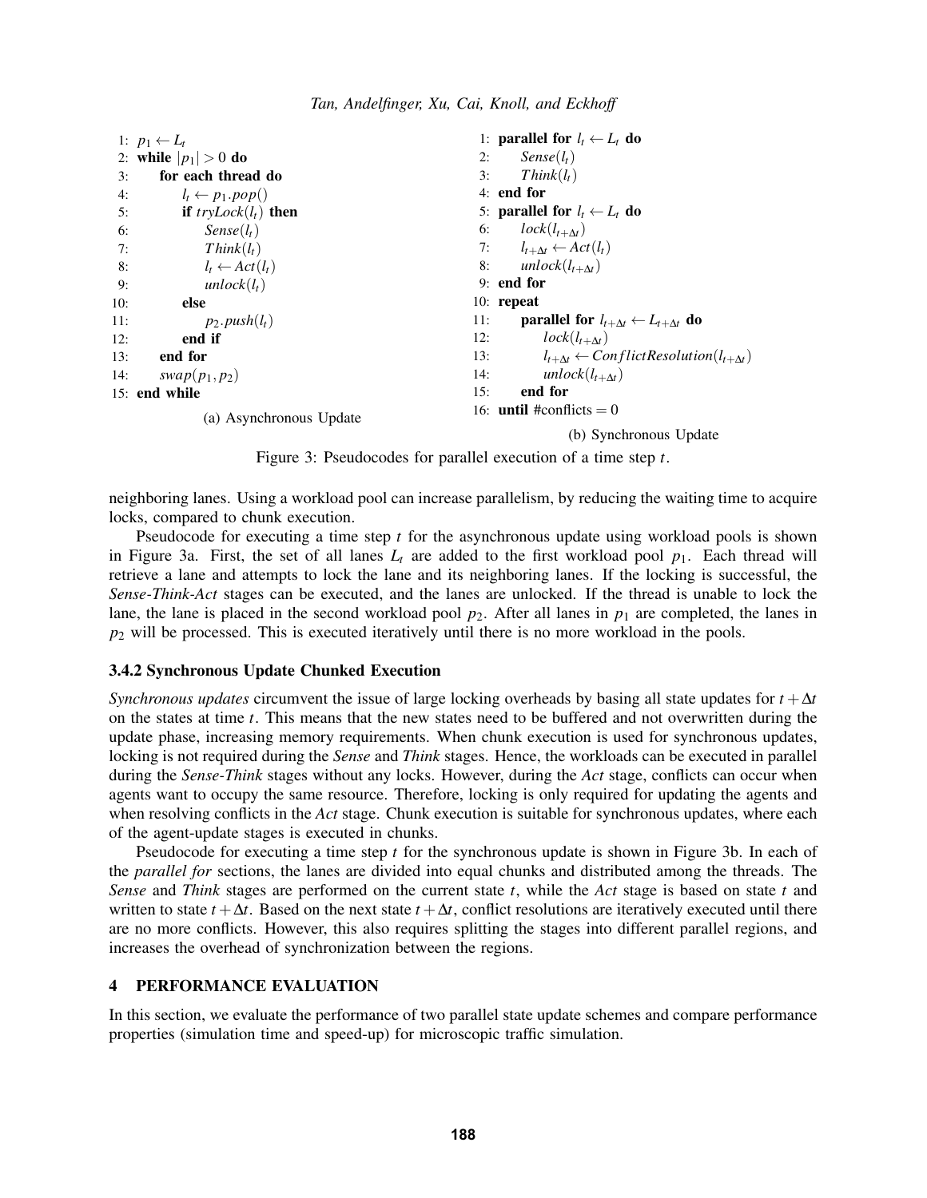```
1:  p_1 ← L_t
2:  while |p_1| > 0 do
3:      for each thread do
4:          l_t ← p_1.pop()
5:          if tryLock(l_t) then
6:              Sense(l_t)
7:              Think(l_t)
8:              l_t ← Act(l_t)
9:              unlock(l_t)
10:         else
11:             p_2.push(l_t)
12:         end if
13:     end for
14:     swap(p_1, p_2)
15: end while
```

(a) Asynchronous Update

```
1:  parallel for l_t ← L_t do
2:      Sense(l_t)
3:      Think(l_t)
4:  end for
5:  parallel for l_t ← L_t do
6:      lock(l_{t+Δt})
7:      l_{t+Δt} ← Act(l_t)
8:      unlock(l_{t+Δt})
9:  end for
10: repeat
11:     parallel for l_{t+Δt} ← L_{t+Δt} do
12:         lock(l_{t+Δt})
13:         l_{t+Δt} ← ConflictResolution(l_{t+Δt})
14:         unlock(l_{t+Δt})
15:     end for
16: until #conflicts = 0
```

(b) Synchronous Update

Figure 3: Pseudocodes for parallel execution of a time step $t$.

neighboring lanes. Using a workload pool can increase parallelism, by reducing the waiting time to acquire locks, compared to chunk execution.

Pseudocode for executing a time step $t$ for the asynchronous update using workload pools is shown in Figure 3a. First, the set of all lanes $L_t$ are added to the first workload pool $p_1$. Each thread will retrieve a lane and attempts to lock the lane and its neighboring lanes. If the locking is successful, the *Sense-Think-Act* stages can be executed, and the lanes are unlocked. If the thread is unable to lock the lane, the lane is placed in the second workload pool $p_2$. After all lanes in $p_1$ are completed, the lanes in $p_2$ will be processed. This is executed iteratively until there is no more workload in the pools.

### 3.4.2 Synchronous Update Chunked Execution

*Synchronous updates* circumvent the issue of large locking overheads by basing all state updates for $t+\Delta t$ on the states at time $t$. This means that the new states need to be buffered and not overwritten during the update phase, increasing memory requirements. When chunk execution is used for synchronous updates, locking is not required during the *Sense* and *Think* stages. Hence, the workloads can be executed in parallel during the *Sense-Think* stages without any locks. However, during the *Act* stage, conflicts can occur when agents want to occupy the same resource. Therefore, locking is only required for updating the agents and when resolving conflicts in the *Act* stage. Chunk execution is suitable for synchronous updates, where each of the agent-update stages is executed in chunks.

Pseudocode for executing a time step $t$ for the synchronous update is shown in Figure 3b. In each of the *parallel for* sections, the lanes are divided into equal chunks and distributed among the threads. The *Sense* and *Think* stages are performed on the current state $t$, while the *Act* stage is based on state $t$ and written to state $t+\Delta t$. Based on the next state $t+\Delta t$, conflict resolutions are iteratively executed until there are no more conflicts. However, this also requires splitting the stages into different parallel regions, and increases the overhead of synchronization between the regions.

## 4 PERFORMANCE EVALUATION

In this section, we evaluate the performance of two parallel state update schemes and compare performance properties (simulation time and speed-up) for microscopic traffic simulation.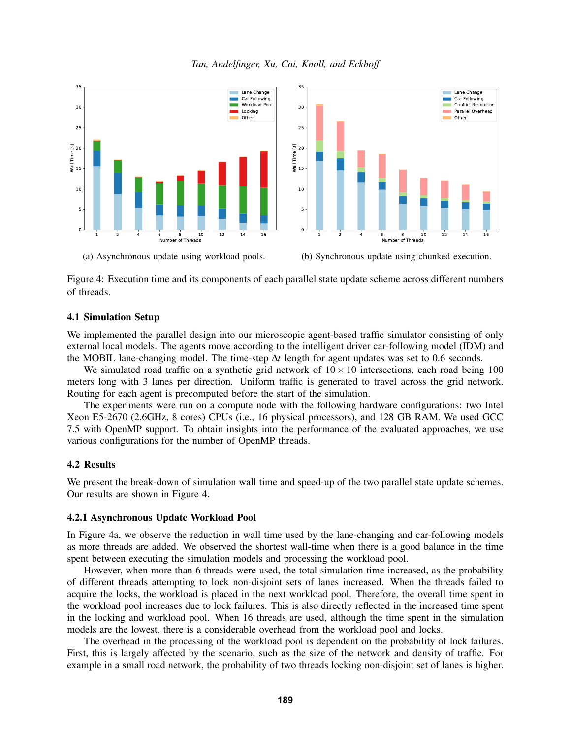(a) Asynchronous update using workload pools.

(b) Synchronous update using chunked execution.

Figure 4: Execution time and its components of each parallel state update scheme across different numbers of threads.

### 4.1 Simulation Setup

We implemented the parallel design into our microscopic agent-based traffic simulator consisting of only external local models. The agents move according to the intelligent driver car-following model (IDM) and the MOBIL lane-changing model. The time-step $\Delta t$ length for agent updates was set to 0.6 seconds.

We simulated road traffic on a synthetic grid network of $10 \times 10$ intersections, each road being 100 meters long with 3 lanes per direction. Uniform traffic is generated to travel across the grid network. Routing for each agent is precomputed before the start of the simulation.

The experiments were run on a compute node with the following hardware configurations: two Intel Xeon E5-2670 (2.6GHz, 8 cores) CPUs (i.e., 16 physical processors), and 128 GB RAM. We used GCC 7.5 with OpenMP support. To obtain insights into the performance of the evaluated approaches, we use various configurations for the number of OpenMP threads.

### 4.2 Results

We present the break-down of simulation wall time and speed-up of the two parallel state update schemes. Our results are shown in Figure 4.

#### 4.2.1 Asynchronous Update Workload Pool

In Figure 4a, we observe the reduction in wall time used by the lane-changing and car-following models as more threads are added. We observed the shortest wall-time when there is a good balance in the time spent between executing the simulation models and processing the workload pool.

However, when more than 6 threads were used, the total simulation time increased, as the probability of different threads attempting to lock non-disjoint sets of lanes increased. When the threads failed to acquire the locks, the workload is placed in the next workload pool. Therefore, the overall time spent in the workload pool increases due to lock failures. This is also directly reflected in the increased time spent in the locking and workload pool. When 16 threads are used, although the time spent in the simulation models are the lowest, there is a considerable overhead from the workload pool and locks.

The overhead in the processing of the workload pool is dependent on the probability of lock failures. First, this is largely affected by the scenario, such as the size of the network and density of traffic. For example in a small road network, the probability of two threads locking non-disjoint set of lanes is higher.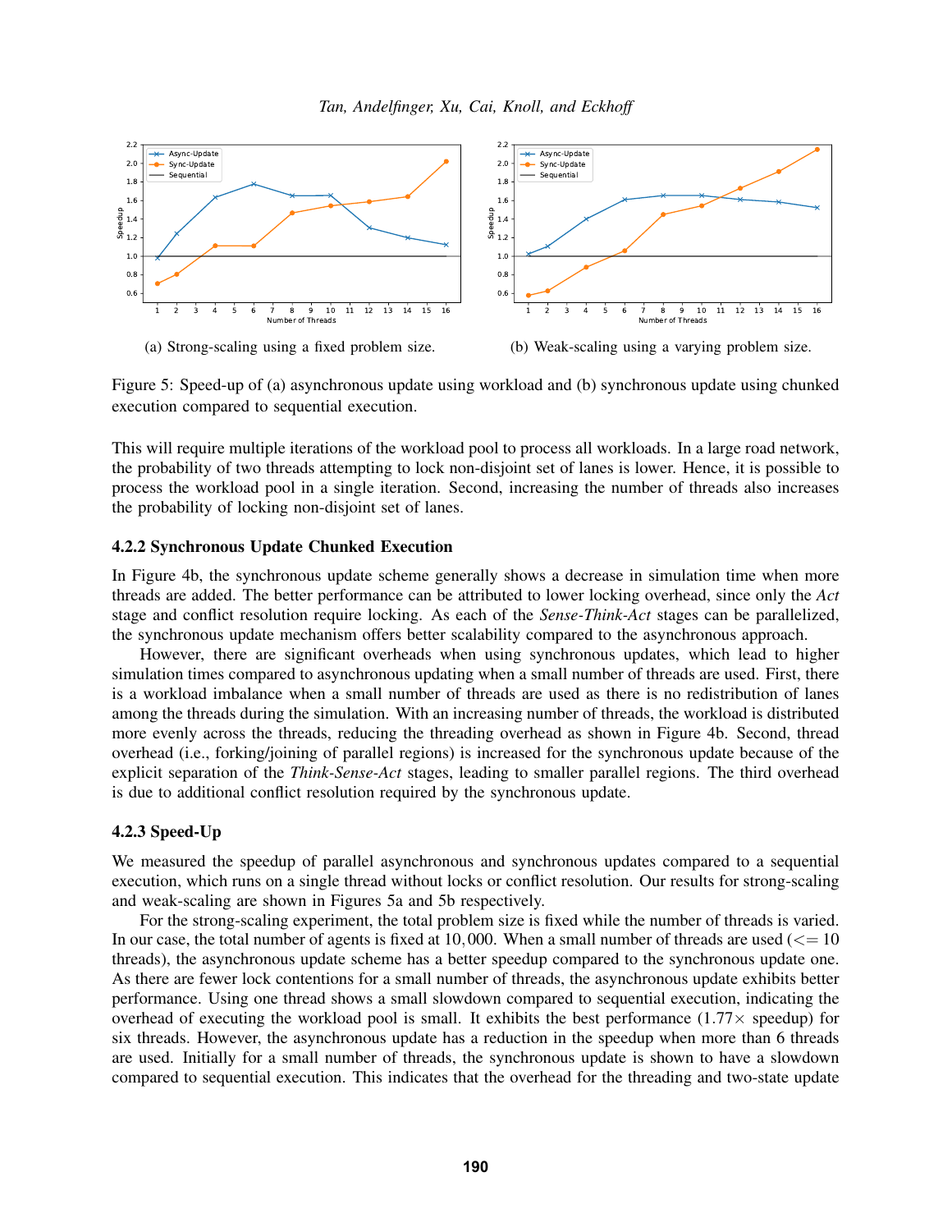(a) Strong-scaling using a fixed problem size.

(b) Weak-scaling using a varying problem size.

Figure 5: Speed-up of (a) asynchronous update using workload and (b) synchronous update using chunked execution compared to sequential execution.

This will require multiple iterations of the workload pool to process all workloads. In a large road network, the probability of two threads attempting to lock non-disjoint set of lanes is lower. Hence, it is possible to process the workload pool in a single iteration. Second, increasing the number of threads also increases the probability of locking non-disjoint set of lanes.

### 4.2.2 Synchronous Update Chunked Execution

In Figure 4b, the synchronous update scheme generally shows a decrease in simulation time when more threads are added. The better performance can be attributed to lower locking overhead, since only the *Act* stage and conflict resolution require locking. As each of the *Sense-Think-Act* stages can be parallelized, the synchronous update mechanism offers better scalability compared to the asynchronous approach.

However, there are significant overheads when using synchronous updates, which lead to higher simulation times compared to asynchronous updating when a small number of threads are used. First, there is a workload imbalance when a small number of threads are used as there is no redistribution of lanes among the threads during the simulation. With an increasing number of threads, the workload is distributed more evenly across the threads, reducing the threading overhead as shown in Figure 4b. Second, thread overhead (i.e., forking/joining of parallel regions) is increased for the synchronous update because of the explicit separation of the *Think-Sense-Act* stages, leading to smaller parallel regions. The third overhead is due to additional conflict resolution required by the synchronous update.

### 4.2.3 Speed-Up

We measured the speedup of parallel asynchronous and synchronous updates compared to a sequential execution, which runs on a single thread without locks or conflict resolution. Our results for strong-scaling and weak-scaling are shown in Figures 5a and 5b respectively.

For the strong-scaling experiment, the total problem size is fixed while the number of threads is varied. In our case, the total number of agents is fixed at $10,000$. When a small number of threads are used ($<= 10$ threads), the asynchronous update scheme has a better speedup compared to the synchronous update one. As there are fewer lock contentions for a small number of threads, the asynchronous update exhibits better performance. Using one thread shows a small slowdown compared to sequential execution, indicating the overhead of executing the workload pool is small. It exhibits the best performance ($1.77\times$ speedup) for six threads. However, the asynchronous update has a reduction in the speedup when more than 6 threads are used. Initially for a small number of threads, the synchronous update is shown to have a slowdown compared to sequential execution. This indicates that the overhead for the threading and two-state update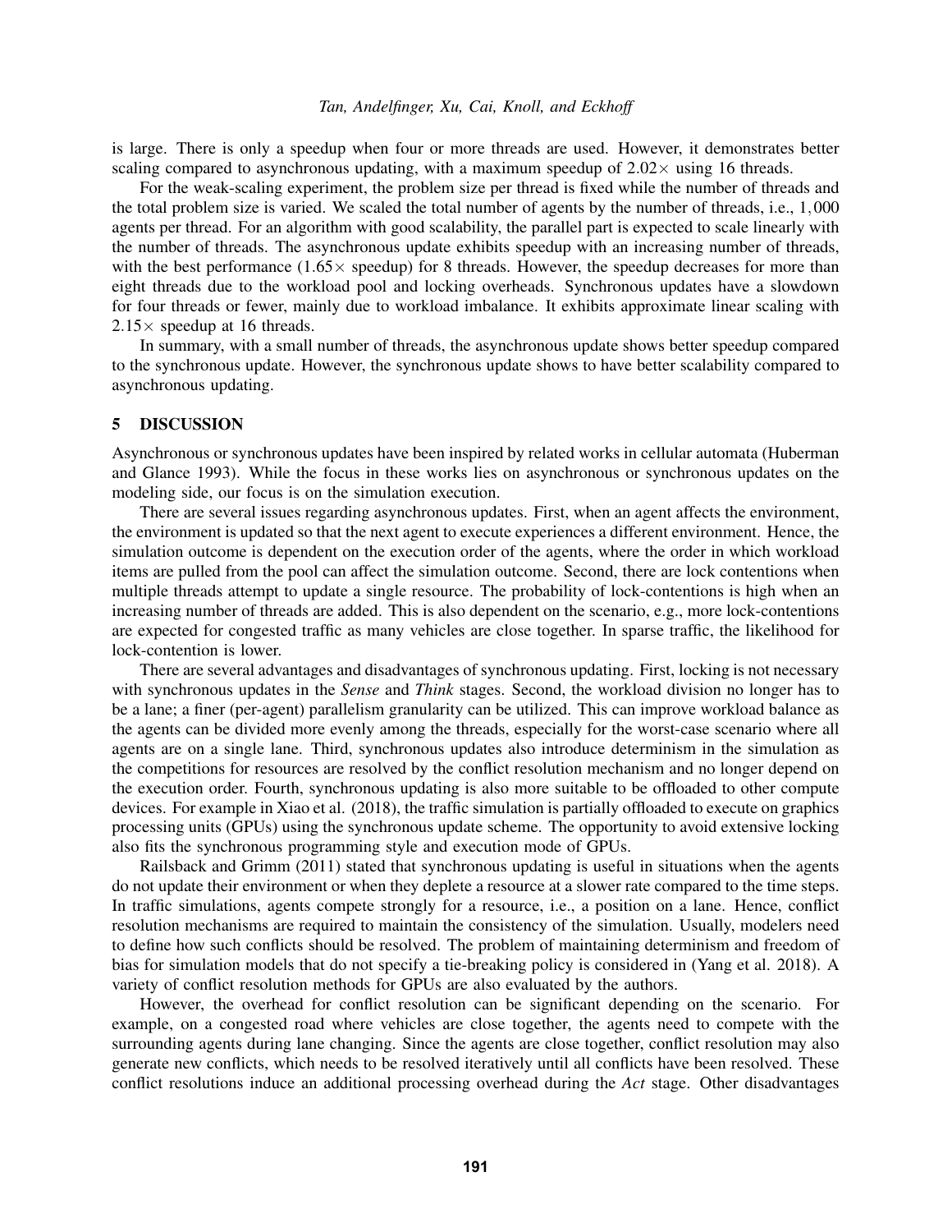is large. There is only a speedup when four or more threads are used. However, it demonstrates better scaling compared to asynchronous updating, with a maximum speedup of $2.02\times$ using 16 threads.

For the weak-scaling experiment, the problem size per thread is fixed while the number of threads and the total problem size is varied. We scaled the total number of agents by the number of threads, i.e., $1,000$ agents per thread. For an algorithm with good scalability, the parallel part is expected to scale linearly with the number of threads. The asynchronous update exhibits speedup with an increasing number of threads, with the best performance ($1.65\times$ speedup) for 8 threads. However, the speedup decreases for more than eight threads due to the workload pool and locking overheads. Synchronous updates have a slowdown for four threads or fewer, mainly due to workload imbalance. It exhibits approximate linear scaling with $2.15\times$ speedup at 16 threads.

In summary, with a small number of threads, the asynchronous update shows better speedup compared to the synchronous update. However, the synchronous update shows to have better scalability compared to asynchronous updating.

## 5 DISCUSSION

Asynchronous or synchronous updates have been inspired by related works in cellular automata (Huberman and Glance 1993). While the focus in these works lies on asynchronous or synchronous updates on the modeling side, our focus is on the simulation execution.

There are several issues regarding asynchronous updates. First, when an agent affects the environment, the environment is updated so that the next agent to execute experiences a different environment. Hence, the simulation outcome is dependent on the execution order of the agents, where the order in which workload items are pulled from the pool can affect the simulation outcome. Second, there are lock contentions when multiple threads attempt to update a single resource. The probability of lock-contentions is high when an increasing number of threads are added. This is also dependent on the scenario, e.g., more lock-contentions are expected for congested traffic as many vehicles are close together. In sparse traffic, the likelihood for lock-contention is lower.

There are several advantages and disadvantages of synchronous updating. First, locking is not necessary with synchronous updates in the *Sense* and *Think* stages. Second, the workload division no longer has to be a lane; a finer (per-agent) parallelism granularity can be utilized. This can improve workload balance as the agents can be divided more evenly among the threads, especially for the worst-case scenario where all agents are on a single lane. Third, synchronous updates also introduce determinism in the simulation as the competitions for resources are resolved by the conflict resolution mechanism and no longer depend on the execution order. Fourth, synchronous updating is also more suitable to be offloaded to other compute devices. For example in Xiao et al. (2018), the traffic simulation is partially offloaded to execute on graphics processing units (GPUs) using the synchronous update scheme. The opportunity to avoid extensive locking also fits the synchronous programming style and execution mode of GPUs.

Railsback and Grimm (2011) stated that synchronous updating is useful in situations when the agents do not update their environment or when they deplete a resource at a slower rate compared to the time steps. In traffic simulations, agents compete strongly for a resource, i.e., a position on a lane. Hence, conflict resolution mechanisms are required to maintain the consistency of the simulation. Usually, modelers need to define how such conflicts should be resolved. The problem of maintaining determinism and freedom of bias for simulation models that do not specify a tie-breaking policy is considered in (Yang et al. 2018). A variety of conflict resolution methods for GPUs are also evaluated by the authors.

However, the overhead for conflict resolution can be significant depending on the scenario. For example, on a congested road where vehicles are close together, the agents need to compete with the surrounding agents during lane changing. Since the agents are close together, conflict resolution may also generate new conflicts, which needs to be resolved iteratively until all conflicts have been resolved. These conflict resolutions induce an additional processing overhead during the *Act* stage. Other disadvantages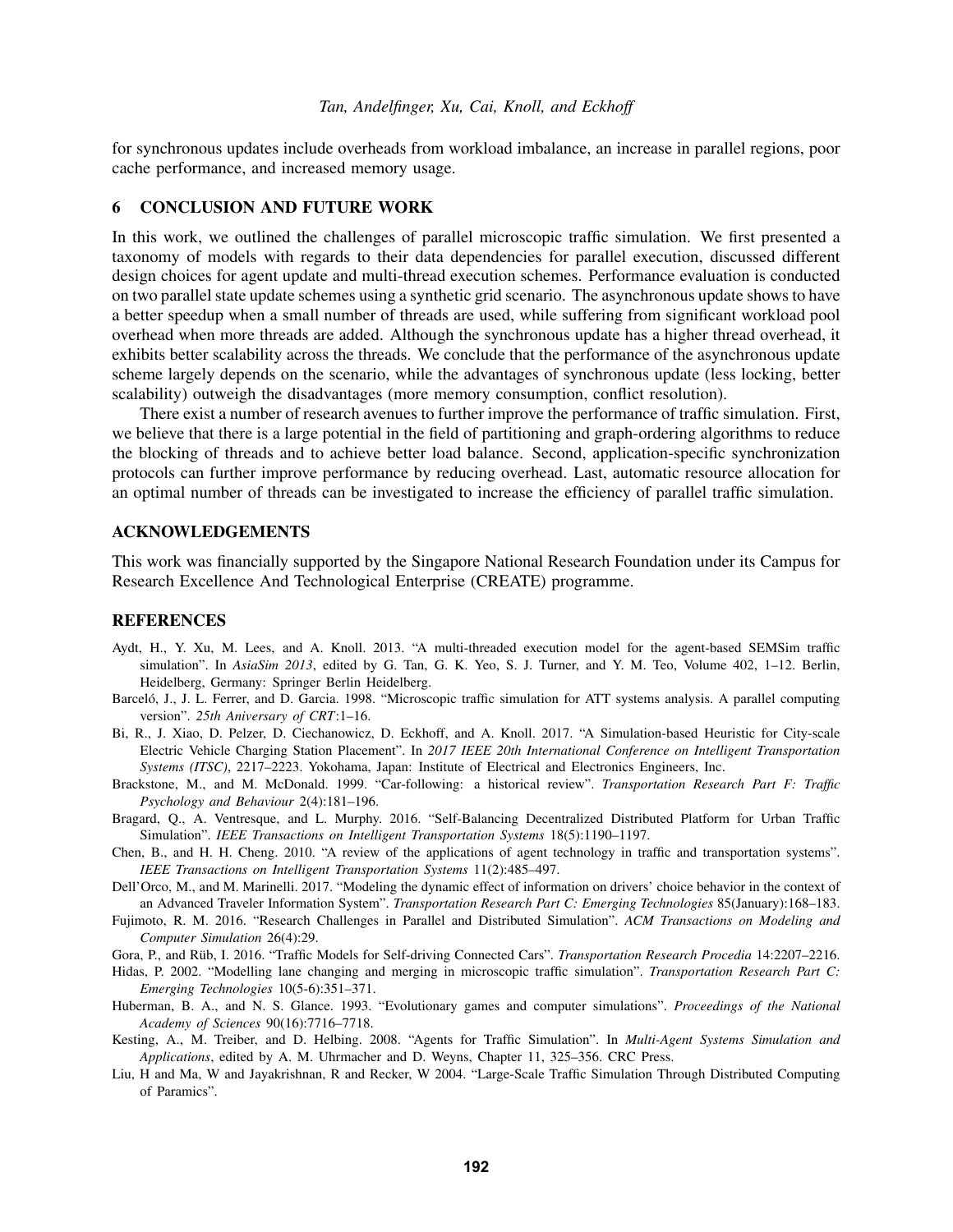for synchronous updates include overheads from workload imbalance, an increase in parallel regions, poor cache performance, and increased memory usage.

## 6 CONCLUSION AND FUTURE WORK

In this work, we outlined the challenges of parallel microscopic traffic simulation. We first presented a taxonomy of models with regards to their data dependencies for parallel execution, discussed different design choices for agent update and multi-thread execution schemes. Performance evaluation is conducted on two parallel state update schemes using a synthetic grid scenario. The asynchronous update shows to have a better speedup when a small number of threads are used, while suffering from significant workload pool overhead when more threads are added. Although the synchronous update has a higher thread overhead, it exhibits better scalability across the threads. We conclude that the performance of the asynchronous update scheme largely depends on the scenario, while the advantages of synchronous update (less locking, better scalability) outweigh the disadvantages (more memory consumption, conflict resolution).

There exist a number of research avenues to further improve the performance of traffic simulation. First, we believe that there is a large potential in the field of partitioning and graph-ordering algorithms to reduce the blocking of threads and to achieve better load balance. Second, application-specific synchronization protocols can further improve performance by reducing overhead. Last, automatic resource allocation for an optimal number of threads can be investigated to increase the efficiency of parallel traffic simulation.

## ACKNOWLEDGEMENTS

This work was financially supported by the Singapore National Research Foundation under its Campus for Research Excellence And Technological Enterprise (CREATE) programme.

## REFERENCES

Aydt, H., Y. Xu, M. Lees, and A. Knoll. 2013. "A multi-threaded execution model for the agent-based SEMSim traffic simulation". In *AsiaSim 2013*, edited by G. Tan, G. K. Yeo, S. J. Turner, and Y. M. Teo, Volume 402, 1–12. Berlin, Heidelberg, Germany: Springer Berlin Heidelberg.

Barceló, J., J. L. Ferrer, and D. Garcia. 1998. "Microscopic traffic simulation for ATT systems analysis. A parallel computing version". *25th Aniversary of CRT*:1–16.

Bi, R., J. Xiao, D. Pelzer, D. Ciechanowicz, D. Eckhoff, and A. Knoll. 2017. "A Simulation-based Heuristic for City-scale Electric Vehicle Charging Station Placement". In *2017 IEEE 20th International Conference on Intelligent Transportation Systems (ITSC)*, 2217–2223. Yokohama, Japan: Institute of Electrical and Electronics Engineers, Inc.

Brackstone, M., and M. McDonald. 1999. "Car-following: a historical review". *Transportation Research Part F: Traffic Psychology and Behaviour* 2(4):181–196.

Bragard, Q., A. Ventresque, and L. Murphy. 2016. "Self-Balancing Decentralized Distributed Platform for Urban Traffic Simulation". *IEEE Transactions on Intelligent Transportation Systems* 18(5):1190–1197.

Chen, B., and H. H. Cheng. 2010. "A review of the applications of agent technology in traffic and transportation systems". *IEEE Transactions on Intelligent Transportation Systems* 11(2):485–497.

Dell'Orco, M., and M. Marinelli. 2017. "Modeling the dynamic effect of information on drivers' choice behavior in the context of an Advanced Traveler Information System". *Transportation Research Part C: Emerging Technologies* 85(January):168–183.

Fujimoto, R. M. 2016. "Research Challenges in Parallel and Distributed Simulation". *ACM Transactions on Modeling and Computer Simulation* 26(4):29.

Gora, P., and Rüb, I. 2016. "Traffic Models for Self-driving Connected Cars". *Transportation Research Procedia* 14:2207–2216.

Hidas, P. 2002. "Modelling lane changing and merging in microscopic traffic simulation". *Transportation Research Part C: Emerging Technologies* 10(5-6):351–371.

Huberman, B. A., and N. S. Glance. 1993. "Evolutionary games and computer simulations". *Proceedings of the National Academy of Sciences* 90(16):7716–7718.

Kesting, A., M. Treiber, and D. Helbing. 2008. "Agents for Traffic Simulation". In *Multi-Agent Systems Simulation and Applications*, edited by A. M. Uhrmacher and D. Weyns, Chapter 11, 325–356. CRC Press.

Liu, H and Ma, W and Jayakrishnan, R and Recker, W 2004. "Large-Scale Traffic Simulation Through Distributed Computing of Paramics".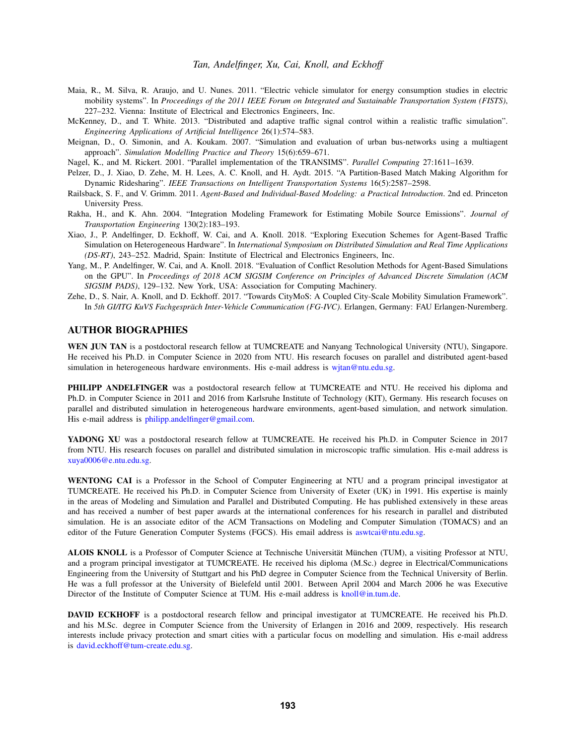Maia, R., M. Silva, R. Araujo, and U. Nunes. 2011. "Electric vehicle simulator for energy consumption studies in electric mobility systems". In *Proceedings of the 2011 IEEE Forum on Integrated and Sustainable Transportation System (FISTS)*, 227–232. Vienna: Institute of Electrical and Electronics Engineers, Inc.

McKenney, D., and T. White. 2013. "Distributed and adaptive traffic signal control within a realistic traffic simulation". *Engineering Applications of Artificial Intelligence* 26(1):574–583.

Meignan, D., O. Simonin, and A. Koukam. 2007. "Simulation and evaluation of urban bus-networks using a multiagent approach". *Simulation Modelling Practice and Theory* 15(6):659–671.

Nagel, K., and M. Rickert. 2001. "Parallel implementation of the TRANSIMS". *Parallel Computing* 27:1611–1639.

Pelzer, D., J. Xiao, D. Zehe, M. H. Lees, A. C. Knoll, and H. Aydt. 2015. "A Partition-Based Match Making Algorithm for Dynamic Ridesharing". *IEEE Transactions on Intelligent Transportation Systems* 16(5):2587–2598.

Railsback, S. F., and V. Grimm. 2011. *Agent-Based and Individual-Based Modeling: a Practical Introduction*. 2nd ed. Princeton University Press.

Rakha, H., and K. Ahn. 2004. "Integration Modeling Framework for Estimating Mobile Source Emissions". *Journal of Transportation Engineering* 130(2):183–193.

Xiao, J., P. Andelfinger, D. Eckhoff, W. Cai, and A. Knoll. 2018. "Exploring Execution Schemes for Agent-Based Traffic Simulation on Heterogeneous Hardware". In *International Symposium on Distributed Simulation and Real Time Applications (DS-RT)*, 243–252. Madrid, Spain: Institute of Electrical and Electronics Engineers, Inc.

Yang, M., P. Andelfinger, W. Cai, and A. Knoll. 2018. "Evaluation of Conflict Resolution Methods for Agent-Based Simulations on the GPU". In *Proceedings of 2018 ACM SIGSIM Conference on Principles of Advanced Discrete Simulation (ACM SIGSIM PADS)*, 129–132. New York, USA: Association for Computing Machinery.

Zehe, D., S. Nair, A. Knoll, and D. Eckhoff. 2017. "Towards CityMoS: A Coupled City-Scale Mobility Simulation Framework". In *5th GI/ITG KuVS Fachgespräch Inter-Vehicle Communication (FG-IVC)*. Erlangen, Germany: FAU Erlangen-Nuremberg.

## AUTHOR BIOGRAPHIES

**WEN JUN TAN** is a postdoctoral research fellow at TUMCREATE and Nanyang Technological University (NTU), Singapore. He received his Ph.D. in Computer Science in 2020 from NTU. His research focuses on parallel and distributed agent-based simulation in heterogeneous hardware environments. His e-mail address is wjtan@ntu.edu.sg.

**PHILIPP ANDELFINGER** was a postdoctoral research fellow at TUMCREATE and NTU. He received his diploma and Ph.D. in Computer Science in 2011 and 2016 from Karlsruhe Institute of Technology (KIT), Germany. His research focuses on parallel and distributed simulation in heterogeneous hardware environments, agent-based simulation, and network simulation. His e-mail address is philipp.andelfinger@gmail.com.

**YADONG XU** was a postdoctoral research fellow at TUMCREATE. He received his Ph.D. in Computer Science in 2017 from NTU. His research focuses on parallel and distributed simulation in microscopic traffic simulation. His e-mail address is xuya0006@e.ntu.edu.sg.

**WENTONG CAI** is a Professor in the School of Computer Engineering at NTU and a program principal investigator at TUMCREATE. He received his Ph.D. in Computer Science from University of Exeter (UK) in 1991. His expertise is mainly in the areas of Modeling and Simulation and Parallel and Distributed Computing. He has published extensively in these areas and has received a number of best paper awards at the international conferences for his research in parallel and distributed simulation. He is an associate editor of the ACM Transactions on Modeling and Computer Simulation (TOMACS) and an editor of the Future Generation Computer Systems (FGCS). His email address is aswtcai@ntu.edu.sg.

**ALOIS KNOLL** is a Professor of Computer Science at Technische Universität München (TUM), a visiting Professor at NTU, and a program principal investigator at TUMCREATE. He received his diploma (M.Sc.) degree in Electrical/Communications Engineering from the University of Stuttgart and his PhD degree in Computer Science from the Technical University of Berlin. He was a full professor at the University of Bielefeld until 2001. Between April 2004 and March 2006 he was Executive Director of the Institute of Computer Science at TUM. His e-mail address is knoll@in.tum.de.

**DAVID ECKHOFF** is a postdoctoral research fellow and principal investigator at TUMCREATE. He received his Ph.D. and his M.Sc. degree in Computer Science from the University of Erlangen in 2016 and 2009, respectively. His research interests include privacy protection and smart cities with a particular focus on modelling and simulation. His e-mail address is david.eckhoff@tum-create.edu.sg.